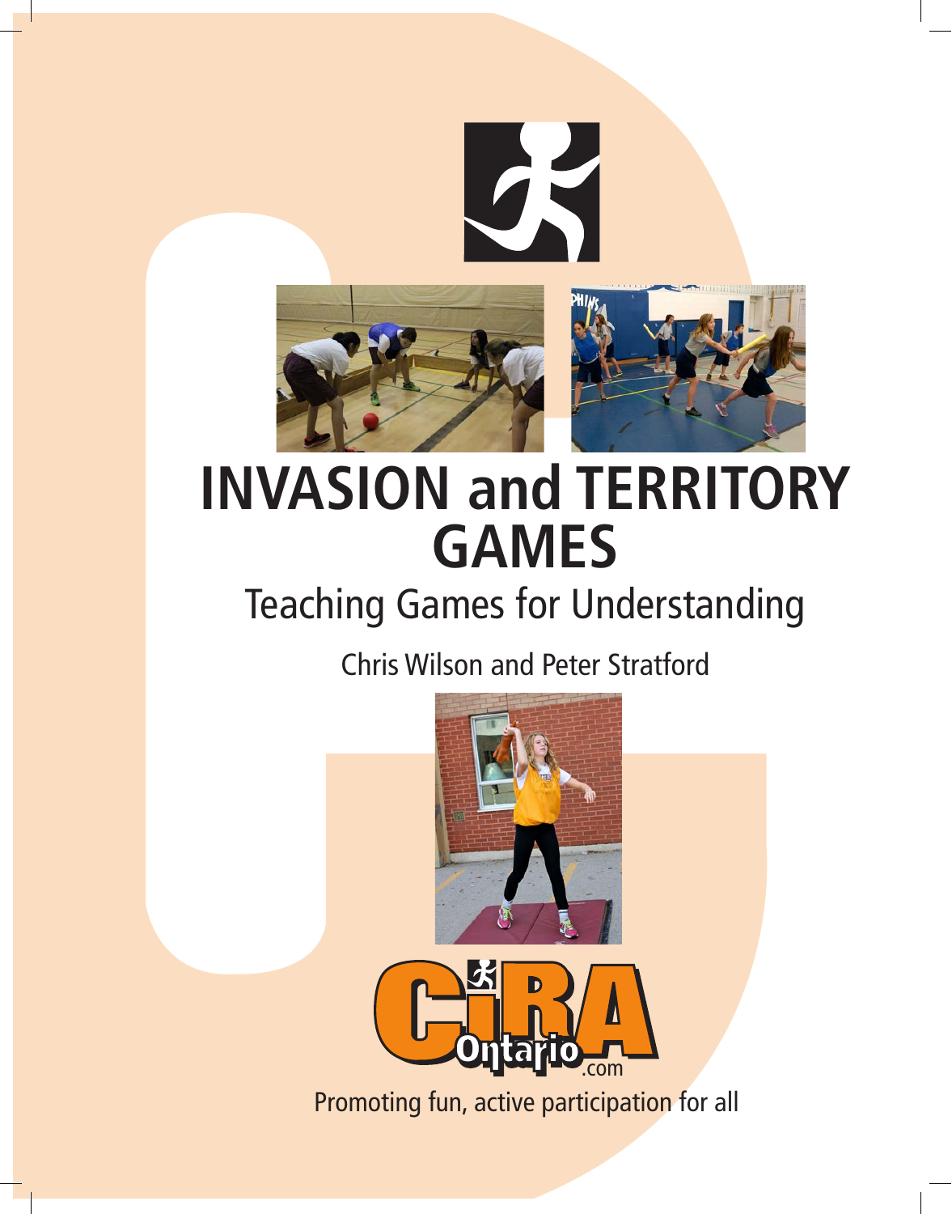# INVASION and TERRITORY GAMES

## Teaching Games for Understanding

Chris Wilson and Peter Stratford

CIRA Ontario .com

Promoting fun, active participation for all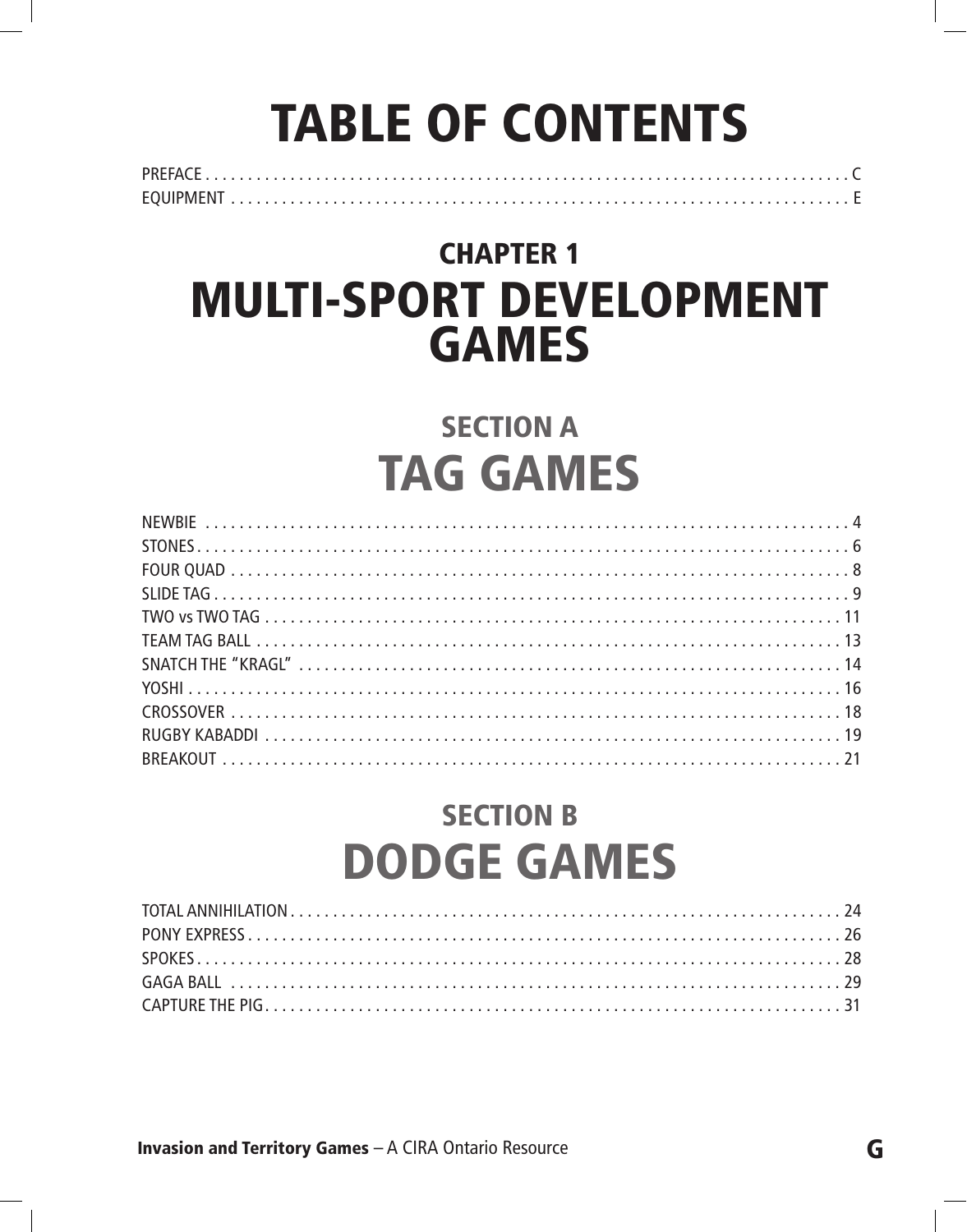# TABLE OF CONTENTS

PREFACE . . . . . . . . . . . . . . . . . . . . . . . . . . . . . . . . . . . . . . . . . . . . . . . . . . . . . . . . . . . . . . . . . . . . . . . . . . C
EQUIPMENT . . . . . . . . . . . . . . . . . . . . . . . . . . . . . . . . . . . . . . . . . . . . . . . . . . . . . . . . . . . . . . . . . . . . . . . E

## CHAPTER 1
## MULTI-SPORT DEVELOPMENT GAMES

### SECTION A
### TAG GAMES

NEWBIE . . . . . . . . . . . . . . . . . . . . . . . . . . . . . . . . . . . . . . . . . . . . . . . . . . . . . . . . . . . . . . . . . . . . . . . . 4
STONES . . . . . . . . . . . . . . . . . . . . . . . . . . . . . . . . . . . . . . . . . . . . . . . . . . . . . . . . . . . . . . . . . . . . . . . . . 6
FOUR QUAD . . . . . . . . . . . . . . . . . . . . . . . . . . . . . . . . . . . . . . . . . . . . . . . . . . . . . . . . . . . . . . . . . . . . . . 8
SLIDE TAG . . . . . . . . . . . . . . . . . . . . . . . . . . . . . . . . . . . . . . . . . . . . . . . . . . . . . . . . . . . . . . . . . . . . . . . 9
TWO vs TWO TAG . . . . . . . . . . . . . . . . . . . . . . . . . . . . . . . . . . . . . . . . . . . . . . . . . . . . . . . . . . . . . . . . . 11
TEAM TAG BALL . . . . . . . . . . . . . . . . . . . . . . . . . . . . . . . . . . . . . . . . . . . . . . . . . . . . . . . . . . . . . . . . . . 13
SNATCH THE "KRAGL" . . . . . . . . . . . . . . . . . . . . . . . . . . . . . . . . . . . . . . . . . . . . . . . . . . . . . . . . . . . . . 14
YOSHI . . . . . . . . . . . . . . . . . . . . . . . . . . . . . . . . . . . . . . . . . . . . . . . . . . . . . . . . . . . . . . . . . . . . . . . . . . 16
CROSSOVER . . . . . . . . . . . . . . . . . . . . . . . . . . . . . . . . . . . . . . . . . . . . . . . . . . . . . . . . . . . . . . . . . . . . . 18
RUGBY KABADDI . . . . . . . . . . . . . . . . . . . . . . . . . . . . . . . . . . . . . . . . . . . . . . . . . . . . . . . . . . . . . . . . . 19
BREAKOUT . . . . . . . . . . . . . . . . . . . . . . . . . . . . . . . . . . . . . . . . . . . . . . . . . . . . . . . . . . . . . . . . . . . . . . 21

### SECTION B
### DODGE GAMES

TOTAL ANNIHILATION . . . . . . . . . . . . . . . . . . . . . . . . . . . . . . . . . . . . . . . . . . . . . . . . . . . . . . . . . . . . 24
PONY EXPRESS . . . . . . . . . . . . . . . . . . . . . . . . . . . . . . . . . . . . . . . . . . . . . . . . . . . . . . . . . . . . . . . . . . 26
SPOKES . . . . . . . . . . . . . . . . . . . . . . . . . . . . . . . . . . . . . . . . . . . . . . . . . . . . . . . . . . . . . . . . . . . . . . . . 28
GAGA BALL . . . . . . . . . . . . . . . . . . . . . . . . . . . . . . . . . . . . . . . . . . . . . . . . . . . . . . . . . . . . . . . . . . . . . 29
CAPTURE THE PIG . . . . . . . . . . . . . . . . . . . . . . . . . . . . . . . . . . . . . . . . . . . . . . . . . . . . . . . . . . . . . . . . 31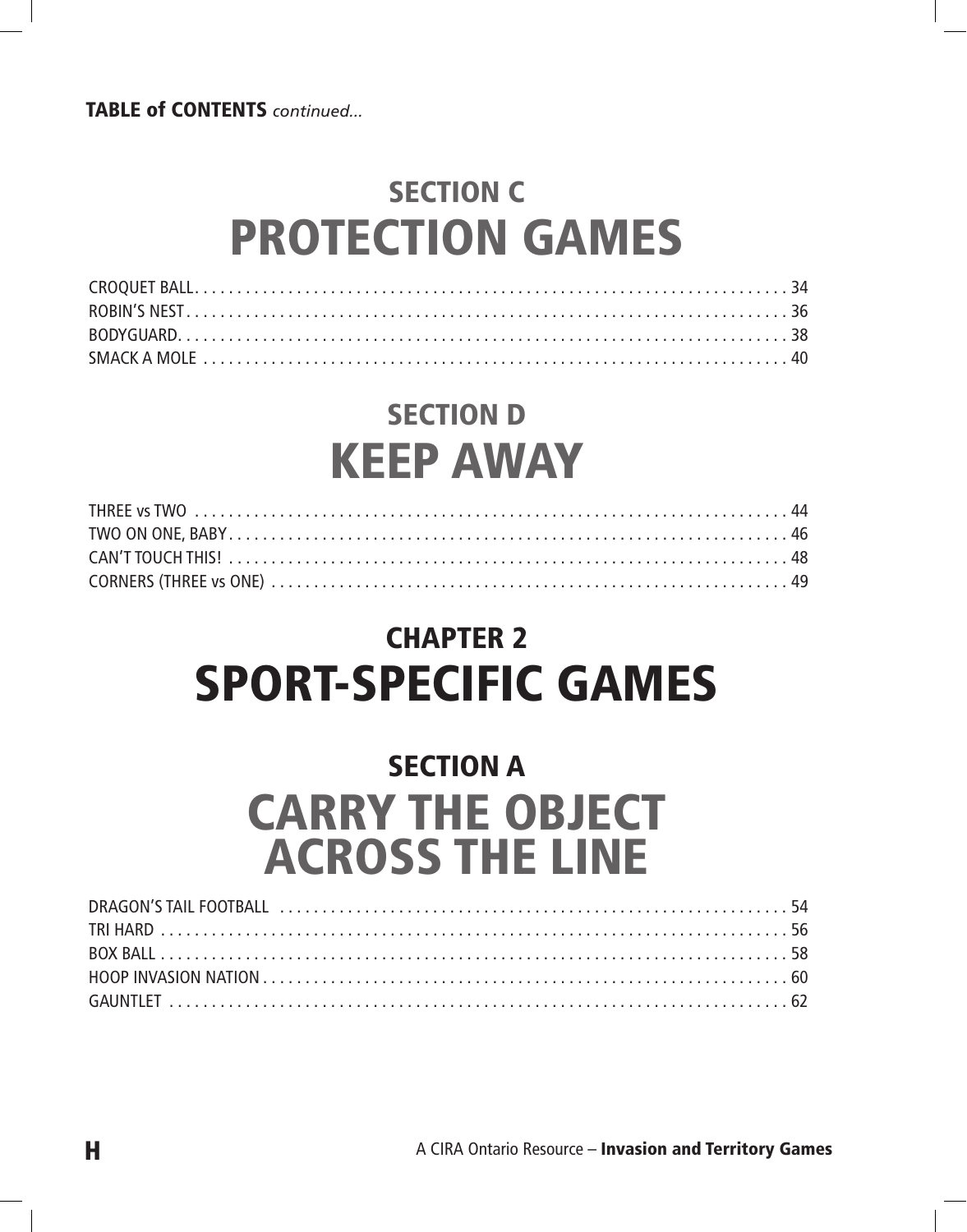**TABLE of CONTENTS** *continued...*

## SECTION C
# PROTECTION GAMES

CROQUET BALL. . . . . . . . . . . . . . . . . . . . . . . . . . . . . . . . . . . . . . . . . . . . . . . . . . . . . . . . . . . . . . . . . . . . . 34
ROBIN'S NEST. . . . . . . . . . . . . . . . . . . . . . . . . . . . . . . . . . . . . . . . . . . . . . . . . . . . . . . . . . . . . . . . . . . . . 36
BODYGUARD. . . . . . . . . . . . . . . . . . . . . . . . . . . . . . . . . . . . . . . . . . . . . . . . . . . . . . . . . . . . . . . . . . . . . 38
SMACK A MOLE . . . . . . . . . . . . . . . . . . . . . . . . . . . . . . . . . . . . . . . . . . . . . . . . . . . . . . . . . . . . . . . . . . . . 40

## SECTION D
# KEEP AWAY

THREE vs TWO . . . . . . . . . . . . . . . . . . . . . . . . . . . . . . . . . . . . . . . . . . . . . . . . . . . . . . . . . . . . . . . . . . . . 44
TWO ON ONE, BABY. . . . . . . . . . . . . . . . . . . . . . . . . . . . . . . . . . . . . . . . . . . . . . . . . . . . . . . . . . . . . . . . 46
CAN'T TOUCH THIS! . . . . . . . . . . . . . . . . . . . . . . . . . . . . . . . . . . . . . . . . . . . . . . . . . . . . . . . . . . . . . . . . . 48
CORNERS (THREE vs ONE) . . . . . . . . . . . . . . . . . . . . . . . . . . . . . . . . . . . . . . . . . . . . . . . . . . . . . . . . . . . . 49

## CHAPTER 2
# SPORT-SPECIFIC GAMES

## SECTION A
# CARRY THE OBJECT ACROSS THE LINE

DRAGON'S TAIL FOOTBALL . . . . . . . . . . . . . . . . . . . . . . . . . . . . . . . . . . . . . . . . . . . . . . . . . . . . . . . . . . 54
TRI HARD . . . . . . . . . . . . . . . . . . . . . . . . . . . . . . . . . . . . . . . . . . . . . . . . . . . . . . . . . . . . . . . . . . . . . . . . 56
BOX BALL . . . . . . . . . . . . . . . . . . . . . . . . . . . . . . . . . . . . . . . . . . . . . . . . . . . . . . . . . . . . . . . . . . . . . . . . 58
HOOP INVASION NATION . . . . . . . . . . . . . . . . . . . . . . . . . . . . . . . . . . . . . . . . . . . . . . . . . . . . . . . . . . . . 60
GAUNTLET . . . . . . . . . . . . . . . . . . . . . . . . . . . . . . . . . . . . . . . . . . . . . . . . . . . . . . . . . . . . . . . . . . . . . . . . 62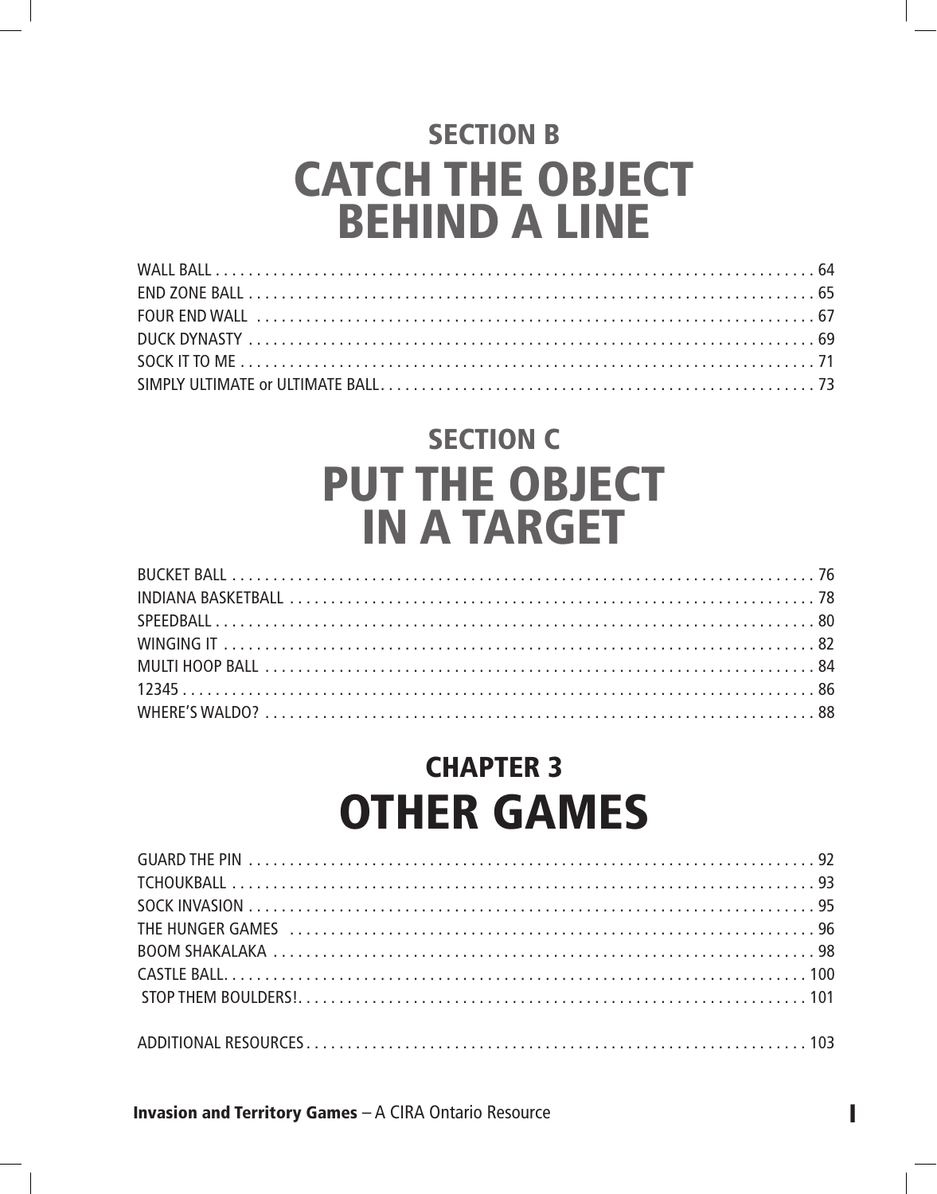## SECTION B
# CATCH THE OBJECT BEHIND A LINE

WALL BALL . . . . . . . . . . . . . . . . . . . . . . . . . . . . . . . . . . . . . . . . . . . . . . . . . . . . . . . . . . . . . . . . . . . . . . . . . . 64
END ZONE BALL . . . . . . . . . . . . . . . . . . . . . . . . . . . . . . . . . . . . . . . . . . . . . . . . . . . . . . . . . . . . . . . . . . . . . . 65
FOUR END WALL . . . . . . . . . . . . . . . . . . . . . . . . . . . . . . . . . . . . . . . . . . . . . . . . . . . . . . . . . . . . . . . . . . . . . 67
DUCK DYNASTY . . . . . . . . . . . . . . . . . . . . . . . . . . . . . . . . . . . . . . . . . . . . . . . . . . . . . . . . . . . . . . . . . . . . . . 69
SOCK IT TO ME . . . . . . . . . . . . . . . . . . . . . . . . . . . . . . . . . . . . . . . . . . . . . . . . . . . . . . . . . . . . . . . . . . . . . . . 71
SIMPLY ULTIMATE or ULTIMATE BALL. . . . . . . . . . . . . . . . . . . . . . . . . . . . . . . . . . . . . . . . . . . . . . . . . . . . . 73

## SECTION C
# PUT THE OBJECT IN A TARGET

BUCKET BALL . . . . . . . . . . . . . . . . . . . . . . . . . . . . . . . . . . . . . . . . . . . . . . . . . . . . . . . . . . . . . . . . . . . . . . . . 76
INDIANA BASKETBALL . . . . . . . . . . . . . . . . . . . . . . . . . . . . . . . . . . . . . . . . . . . . . . . . . . . . . . . . . . . . . . . . . 78
SPEEDBALL . . . . . . . . . . . . . . . . . . . . . . . . . . . . . . . . . . . . . . . . . . . . . . . . . . . . . . . . . . . . . . . . . . . . . . . . . . 80
WINGING IT . . . . . . . . . . . . . . . . . . . . . . . . . . . . . . . . . . . . . . . . . . . . . . . . . . . . . . . . . . . . . . . . . . . . . . . . . 82
MULTI HOOP BALL . . . . . . . . . . . . . . . . . . . . . . . . . . . . . . . . . . . . . . . . . . . . . . . . . . . . . . . . . . . . . . . . . . . . 84
12345 . . . . . . . . . . . . . . . . . . . . . . . . . . . . . . . . . . . . . . . . . . . . . . . . . . . . . . . . . . . . . . . . . . . . . . . . . . . . . . . 86
WHERE'S WALDO? . . . . . . . . . . . . . . . . . . . . . . . . . . . . . . . . . . . . . . . . . . . . . . . . . . . . . . . . . . . . . . . . . . . . 88

## CHAPTER 3
# OTHER GAMES

GUARD THE PIN . . . . . . . . . . . . . . . . . . . . . . . . . . . . . . . . . . . . . . . . . . . . . . . . . . . . . . . . . . . . . . . . . . . . . . 92
TCHOUKBALL . . . . . . . . . . . . . . . . . . . . . . . . . . . . . . . . . . . . . . . . . . . . . . . . . . . . . . . . . . . . . . . . . . . . . . . . 93
SOCK INVASION . . . . . . . . . . . . . . . . . . . . . . . . . . . . . . . . . . . . . . . . . . . . . . . . . . . . . . . . . . . . . . . . . . . . . . 95
THE HUNGER GAMES . . . . . . . . . . . . . . . . . . . . . . . . . . . . . . . . . . . . . . . . . . . . . . . . . . . . . . . . . . . . . . . . . 96
BOOM SHAKALAKA . . . . . . . . . . . . . . . . . . . . . . . . . . . . . . . . . . . . . . . . . . . . . . . . . . . . . . . . . . . . . . . . . . . 98
CASTLE BALL. . . . . . . . . . . . . . . . . . . . . . . . . . . . . . . . . . . . . . . . . . . . . . . . . . . . . . . . . . . . . . . . . . . . . . . . 100
STOP THEM BOULDERS!. . . . . . . . . . . . . . . . . . . . . . . . . . . . . . . . . . . . . . . . . . . . . . . . . . . . . . . . . . . . . . . 101

ADDITIONAL RESOURCES . . . . . . . . . . . . . . . . . . . . . . . . . . . . . . . . . . . . . . . . . . . . . . . . . . . . . . . . . . . . . 103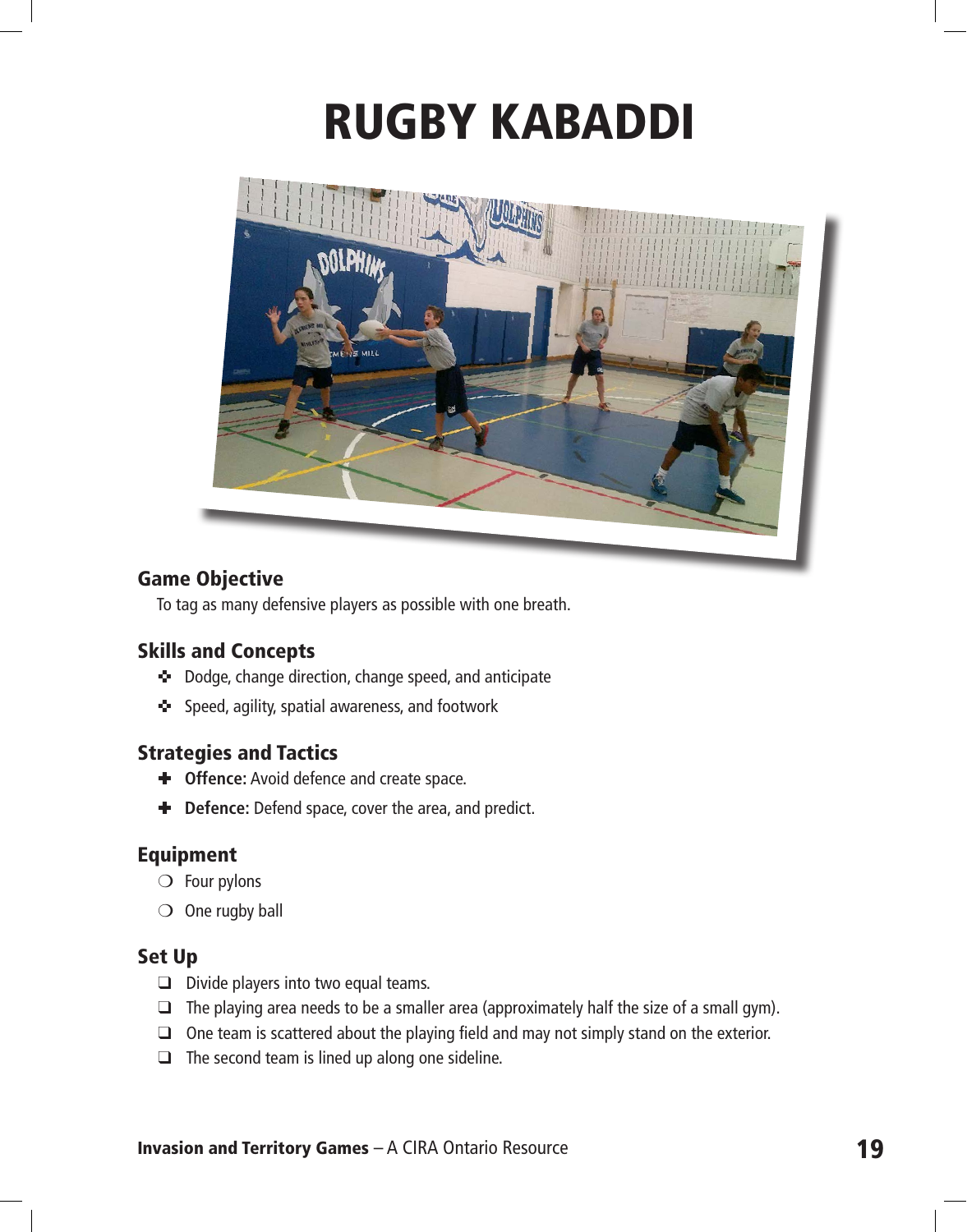# RUGBY KABADDI

## Game Objective

To tag as many defensive players as possible with one breath.

## Skills and Concepts

- Dodge, change direction, change speed, and anticipate
- Speed, agility, spatial awareness, and footwork

## Strategies and Tactics

- **Offence:** Avoid defence and create space.
- **Defence:** Defend space, cover the area, and predict.

## Equipment

- Four pylons
- One rugby ball

## Set Up

- Divide players into two equal teams.
- The playing area needs to be a smaller area (approximately half the size of a small gym).
- One team is scattered about the playing field and may not simply stand on the exterior.
- The second team is lined up along one sideline.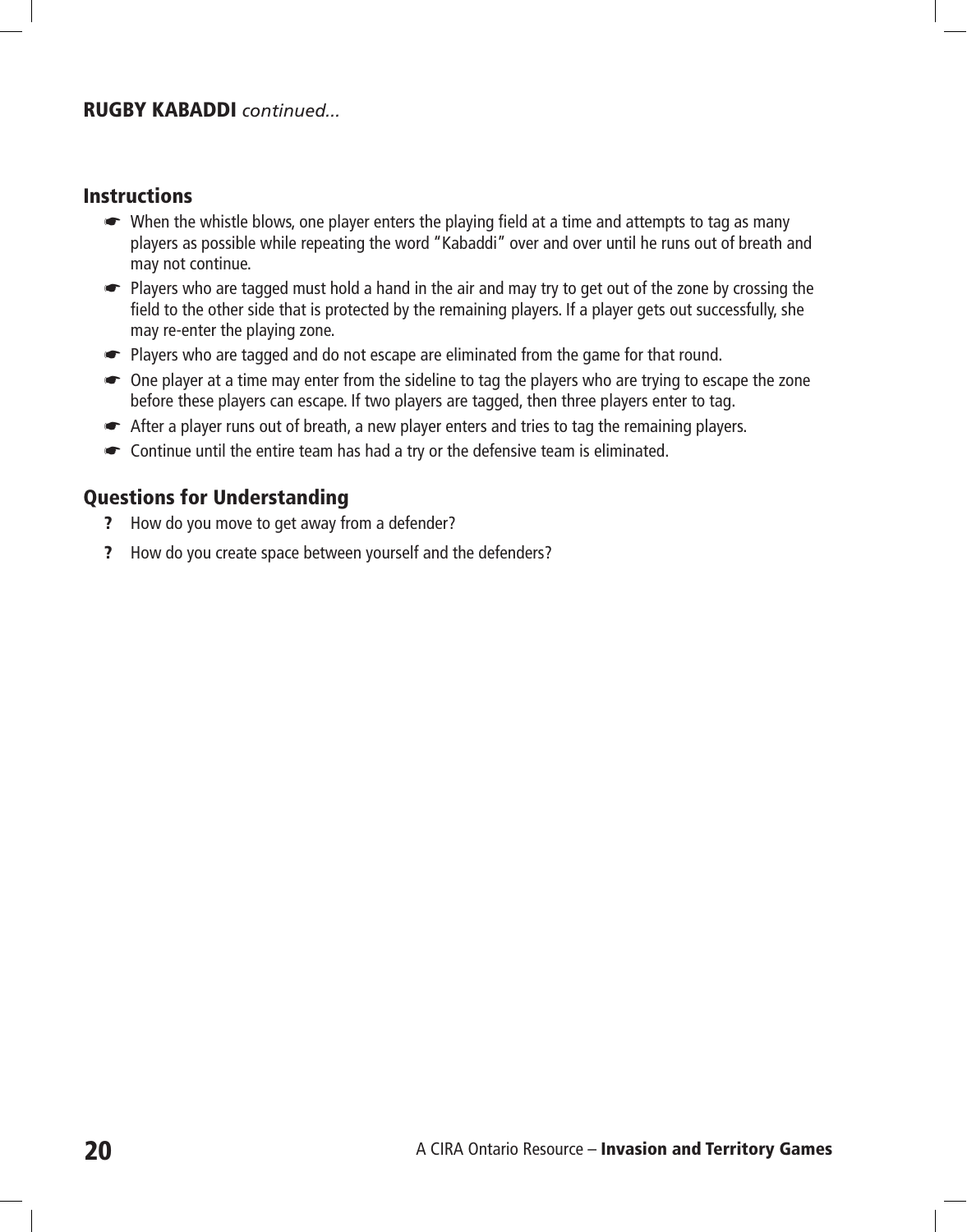**RUGBY KABADDI** *continued...*

## Instructions

- When the whistle blows, one player enters the playing field at a time and attempts to tag as many players as possible while repeating the word "Kabaddi" over and over until he runs out of breath and may not continue.
- Players who are tagged must hold a hand in the air and may try to get out of the zone by crossing the field to the other side that is protected by the remaining players. If a player gets out successfully, she may re-enter the playing zone.
- Players who are tagged and do not escape are eliminated from the game for that round.
- One player at a time may enter from the sideline to tag the players who are trying to escape the zone before these players can escape. If two players are tagged, then three players enter to tag.
- After a player runs out of breath, a new player enters and tries to tag the remaining players.
- Continue until the entire team has had a try or the defensive team is eliminated.

## Questions for Understanding

? How do you move to get away from a defender?

? How do you create space between yourself and the defenders?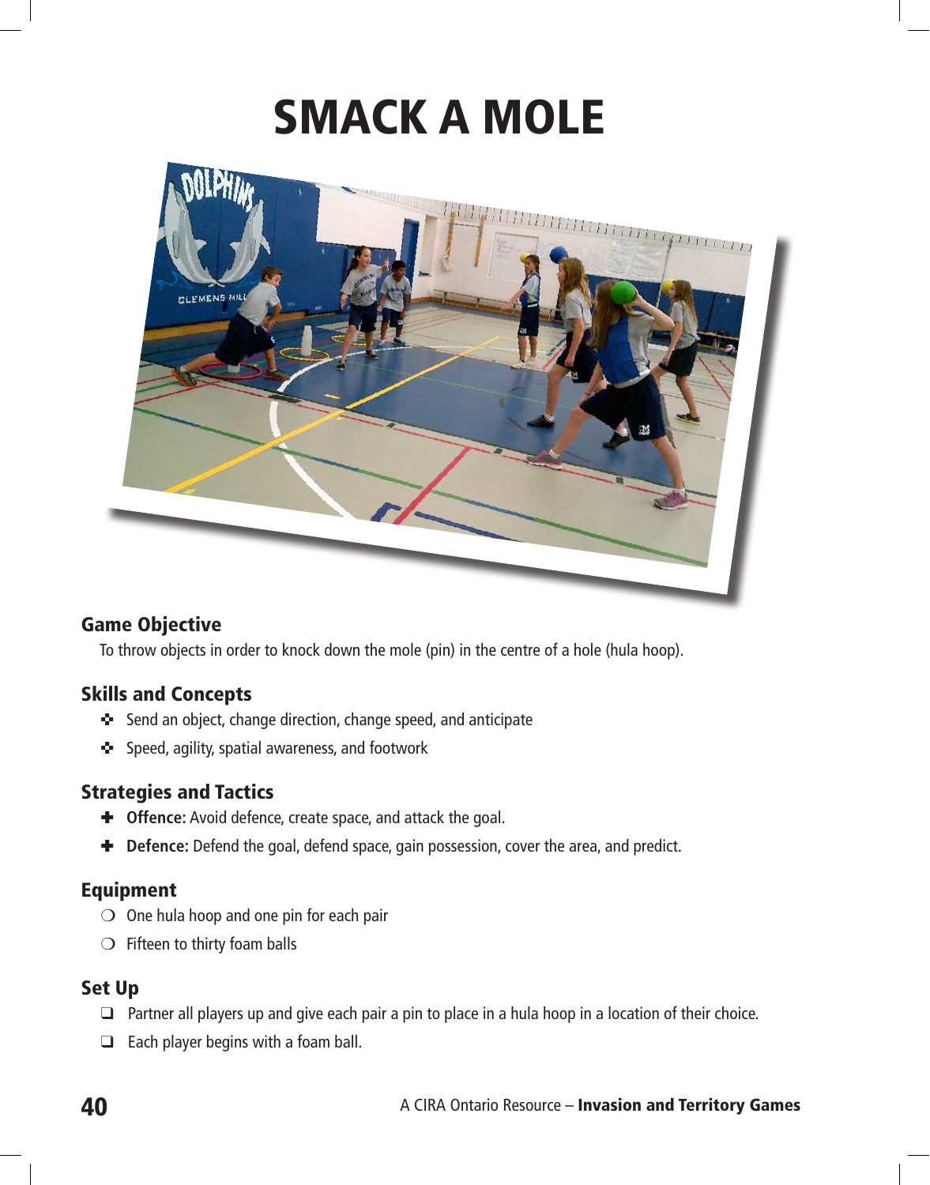# SMACK A MOLE

## Game Objective

To throw objects in order to knock down the mole (pin) in the centre of a hole (hula hoop).

## Skills and Concepts

- Send an object, change direction, change speed, and anticipate
- Speed, agility, spatial awareness, and footwork

## Strategies and Tactics

- **Offence:** Avoid defence, create space, and attack the goal.
- **Defence:** Defend the goal, defend space, gain possession, cover the area, and predict.

## Equipment

- One hula hoop and one pin for each pair
- Fifteen to thirty foam balls

## Set Up

- Partner all players up and give each pair a pin to place in a hula hoop in a location of their choice.
- Each player begins with a foam ball.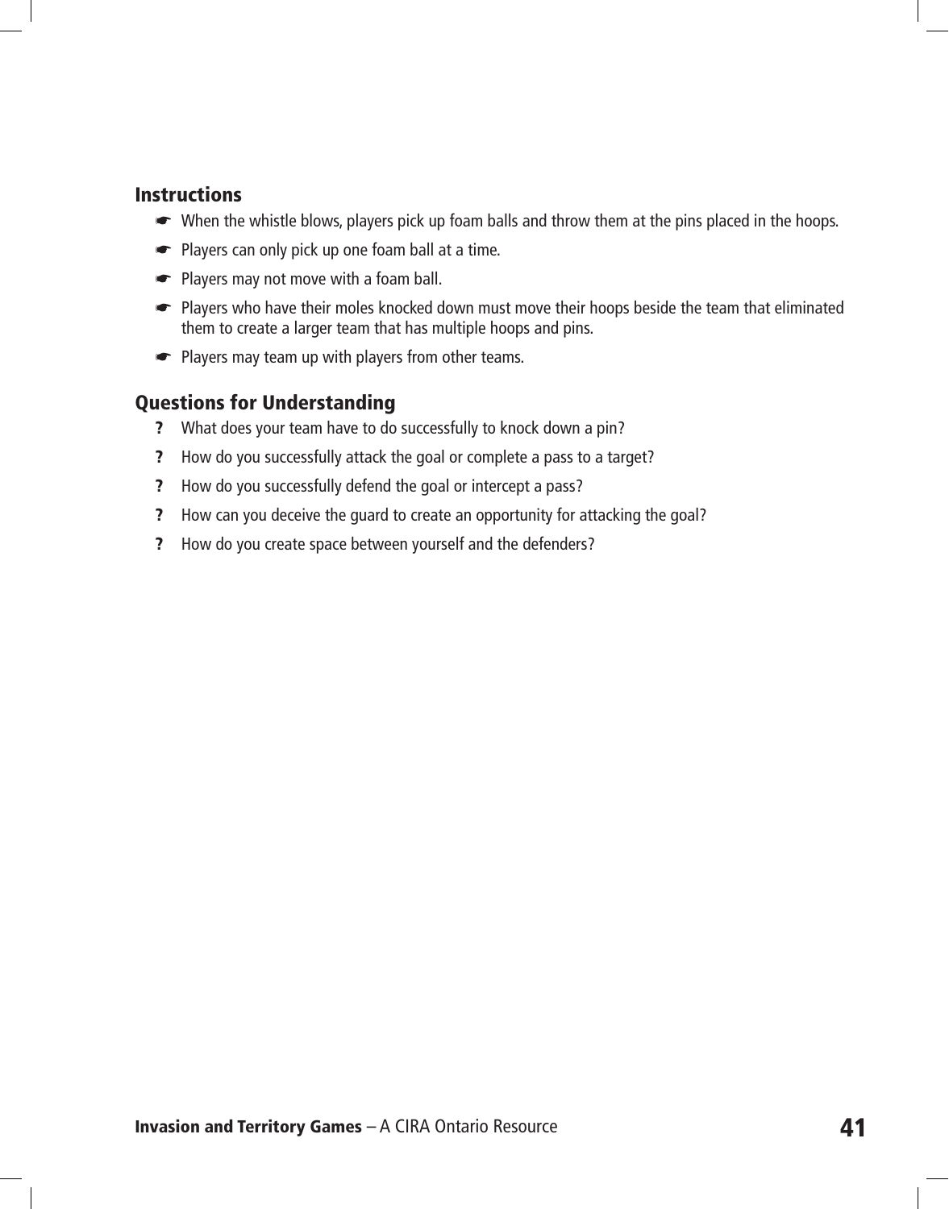## Instructions

- When the whistle blows, players pick up foam balls and throw them at the pins placed in the hoops.
- Players can only pick up one foam ball at a time.
- Players may not move with a foam ball.
- Players who have their moles knocked down must move their hoops beside the team that eliminated them to create a larger team that has multiple hoops and pins.
- Players may team up with players from other teams.

## Questions for Understanding

- ? What does your team have to do successfully to knock down a pin?
- ? How do you successfully attack the goal or complete a pass to a target?
- ? How do you successfully defend the goal or intercept a pass?
- ? How can you deceive the guard to create an opportunity for attacking the goal?
- ? How do you create space between yourself and the defenders?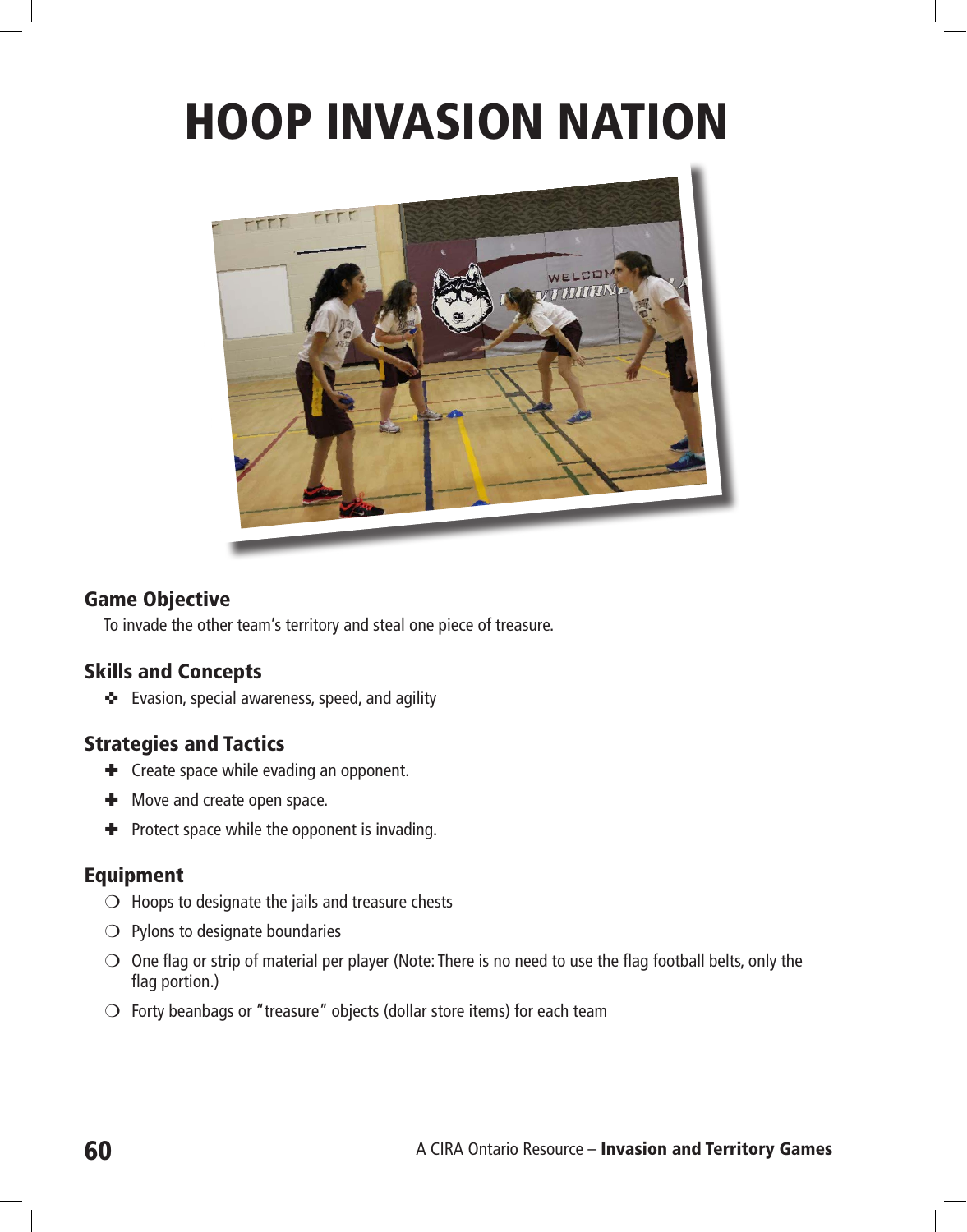# HOOP INVASION NATION

## Game Objective

To invade the other team's territory and steal one piece of treasure.

## Skills and Concepts

- Evasion, special awareness, speed, and agility

## Strategies and Tactics

- Create space while evading an opponent.
- Move and create open space.
- Protect space while the opponent is invading.

## Equipment

- Hoops to designate the jails and treasure chests
- Pylons to designate boundaries
- One flag or strip of material per player (Note: There is no need to use the flag football belts, only the flag portion.)
- Forty beanbags or "treasure" objects (dollar store items) for each team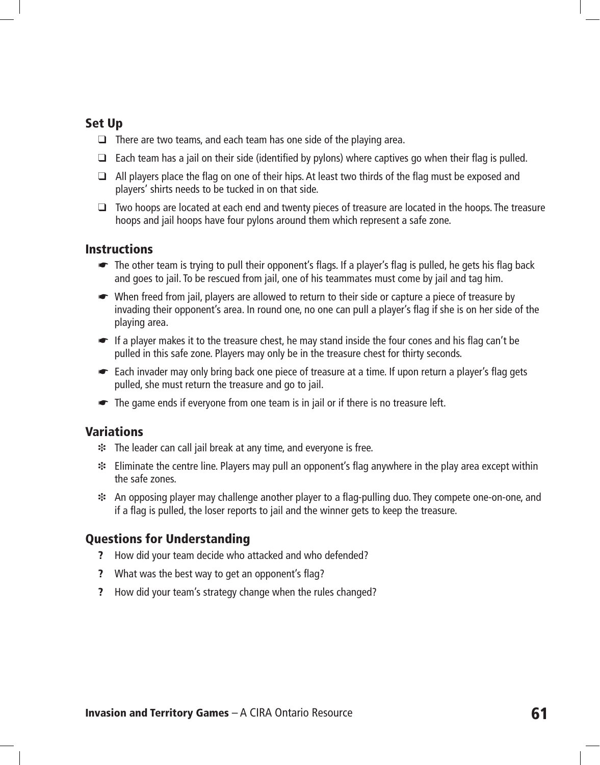## Set Up

- There are two teams, and each team has one side of the playing area.
- Each team has a jail on their side (identified by pylons) where captives go when their flag is pulled.
- All players place the flag on one of their hips. At least two thirds of the flag must be exposed and players' shirts needs to be tucked in on that side.
- Two hoops are located at each end and twenty pieces of treasure are located in the hoops. The treasure hoops and jail hoops have four pylons around them which represent a safe zone.

## Instructions

- The other team is trying to pull their opponent's flags. If a player's flag is pulled, he gets his flag back and goes to jail. To be rescued from jail, one of his teammates must come by jail and tag him.
- When freed from jail, players are allowed to return to their side or capture a piece of treasure by invading their opponent's area. In round one, no one can pull a player's flag if she is on her side of the playing area.
- If a player makes it to the treasure chest, he may stand inside the four cones and his flag can't be pulled in this safe zone. Players may only be in the treasure chest for thirty seconds.
- Each invader may only bring back one piece of treasure at a time. If upon return a player's flag gets pulled, she must return the treasure and go to jail.
- The game ends if everyone from one team is in jail or if there is no treasure left.

## Variations

- The leader can call jail break at any time, and everyone is free.
- Eliminate the centre line. Players may pull an opponent's flag anywhere in the play area except within the safe zones.
- An opposing player may challenge another player to a flag-pulling duo. They compete one-on-one, and if a flag is pulled, the loser reports to jail and the winner gets to keep the treasure.

## Questions for Understanding

- How did your team decide who attacked and who defended?
- What was the best way to get an opponent's flag?
- How did your team's strategy change when the rules changed?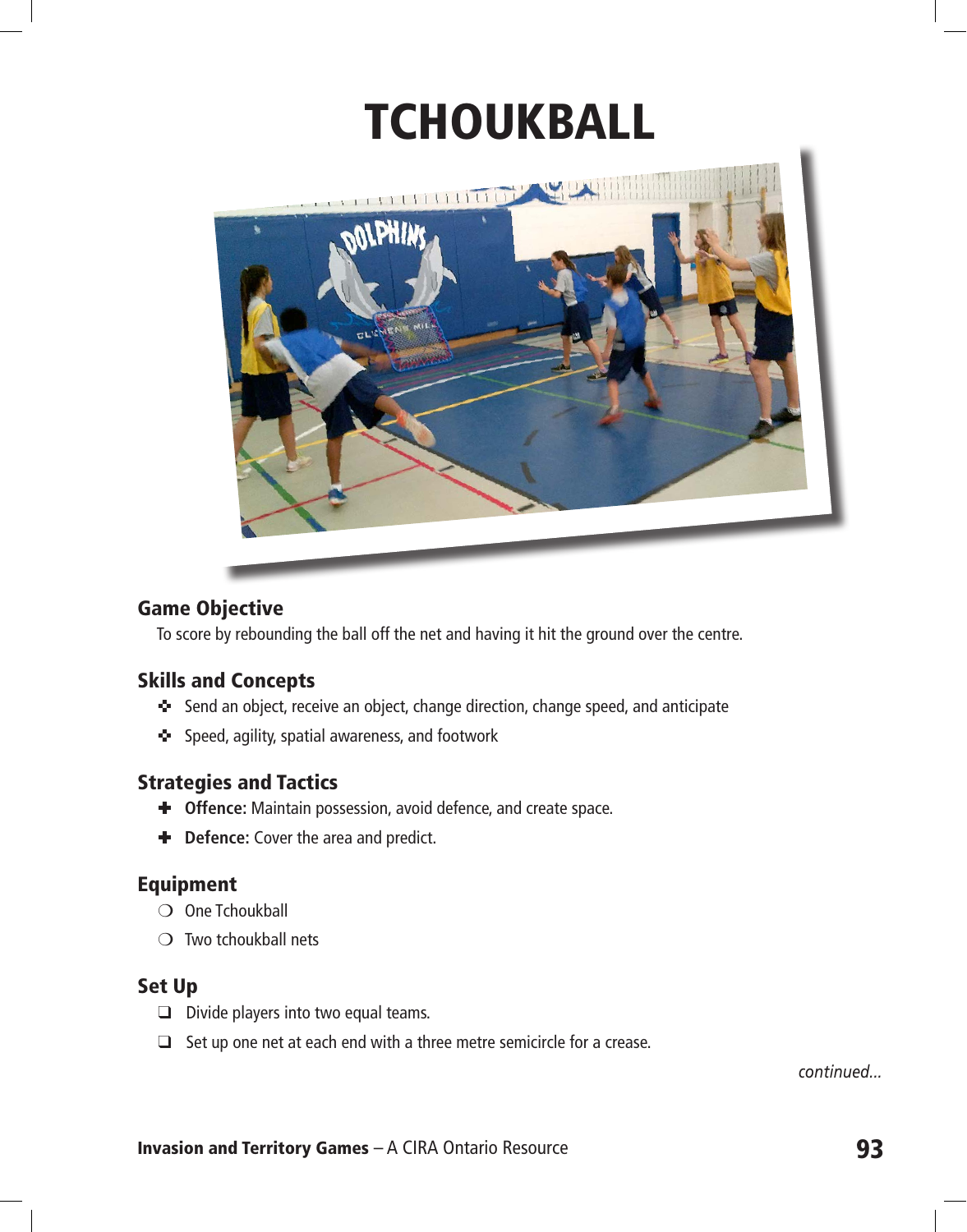# TCHOUKBALL

## Game Objective

To score by rebounding the ball off the net and having it hit the ground over the centre.

## Skills and Concepts

- Send an object, receive an object, change direction, change speed, and anticipate
- Speed, agility, spatial awareness, and footwork

## Strategies and Tactics

- **Offence:** Maintain possession, avoid defence, and create space.
- **Defence:** Cover the area and predict.

## Equipment

- One Tchoukball
- Two tchoukball nets

## Set Up

- Divide players into two equal teams.
- Set up one net at each end with a three metre semicircle for a crease.

*continued...*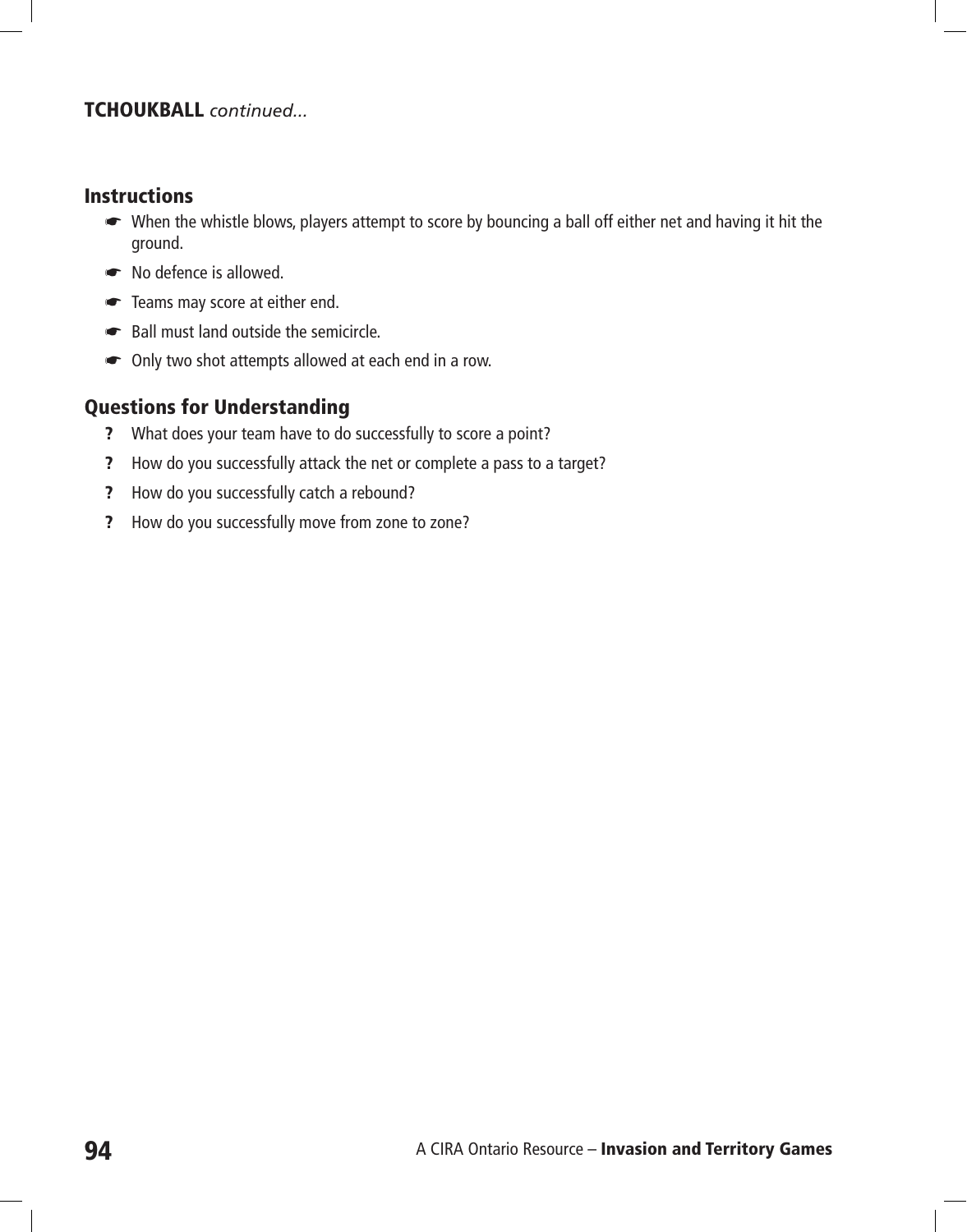**TCHOUKBALL** *continued...*

## Instructions

- When the whistle blows, players attempt to score by bouncing a ball off either net and having it hit the ground.
- No defence is allowed.
- Teams may score at either end.
- Ball must land outside the semicircle.
- Only two shot attempts allowed at each end in a row.

## Questions for Understanding

? What does your team have to do successfully to score a point?

? How do you successfully attack the net or complete a pass to a target?

? How do you successfully catch a rebound?

? How do you successfully move from zone to zone?